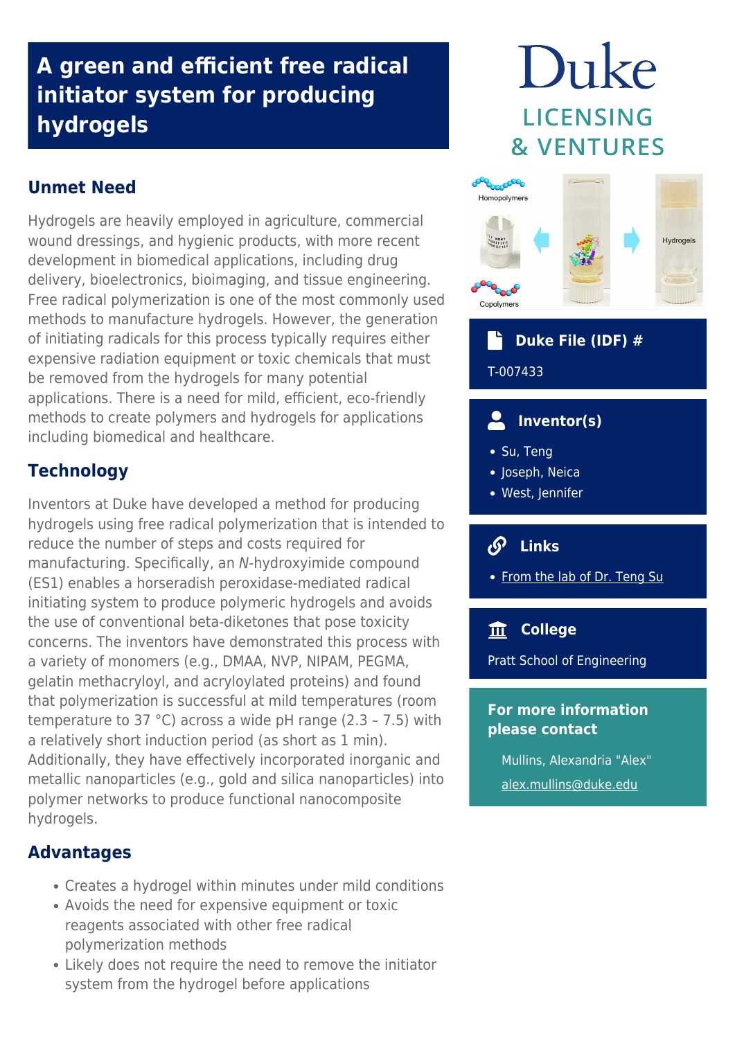# A green and efficient free radical initiator system for producing hydrogels

## Unmet Need

Hydrogels are heavily employed in agriculture, commercial wound dressings, and hygienic products, with more recent development in biomedical applications, including drug delivery, bioelectronics, bioimaging, and tissue engineering. Free radical polymerization is one of the most commonly used methods to manufacture hydrogels. However, the generation of initiating radicals for this process typically requires either expensive radiation equipment or toxic chemicals that must be removed from the hydrogels for many potential applications. There is a need for mild, efficient, eco-friendly methods to create polymers and hydrogels for applications including biomedical and healthcare.

## Technology

Inventors at Duke have developed a method for producing hydrogels using free radical polymerization that is intended to reduce the number of steps and costs required for manufacturing. Specifically, an *N*-hydroxyimide compound (ES1) enables a horseradish peroxidase-mediated radical initiating system to produce polymeric hydrogels and avoids the use of conventional beta-diketones that pose toxicity concerns. The inventors have demonstrated this process with a variety of monomers (e.g., DMAA, NVP, NIPAM, PEGMA, gelatin methacryloyl, and acryloylated proteins) and found that polymerization is successful at mild temperatures (room temperature to 37 °C) across a wide pH range (2.3 – 7.5) with a relatively short induction period (as short as 1 min). Additionally, they have effectively incorporated inorganic and metallic nanoparticles (e.g., gold and silica nanoparticles) into polymer networks to produce functional nanocomposite hydrogels.

## Advantages

- Creates a hydrogel within minutes under mild conditions
- Avoids the need for expensive equipment or toxic reagents associated with other free radical polymerization methods
- Likely does not require the need to remove the initiator system from the hydrogel before applications

## Duke File (IDF) #

T-007433

## Inventor(s)

- Su, Teng
- Joseph, Neica
- West, Jennifer

## Links

- From the lab of Dr. Teng Su

## College

Pratt School of Engineering

## For more information please contact

Mullins, Alexandria "Alex"

alex.mullins@duke.edu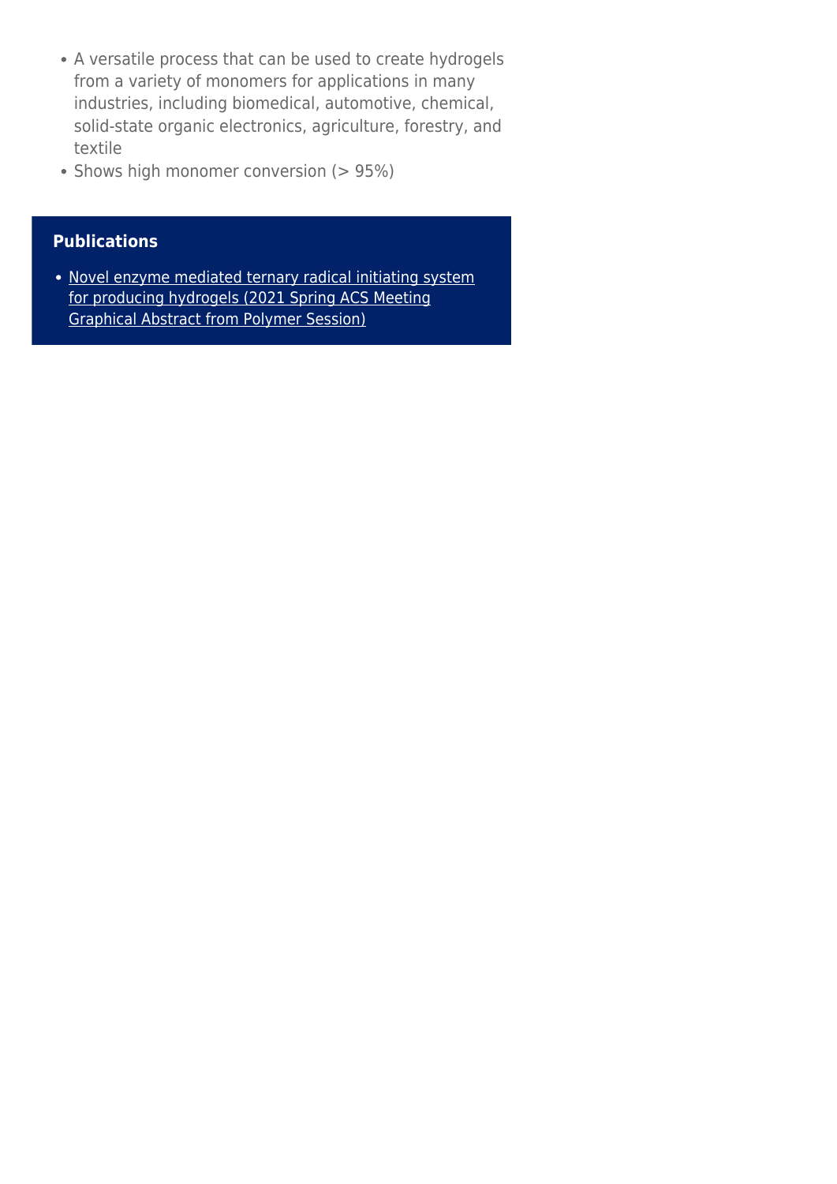- A versatile process that can be used to create hydrogels from a variety of monomers for applications in many industries, including biomedical, automotive, chemical, solid-state organic electronics, agriculture, forestry, and textile
- Shows high monomer conversion (> 95%)

## Publications

- Novel enzyme mediated ternary radical initiating system for producing hydrogels (2021 Spring ACS Meeting Graphical Abstract from Polymer Session)